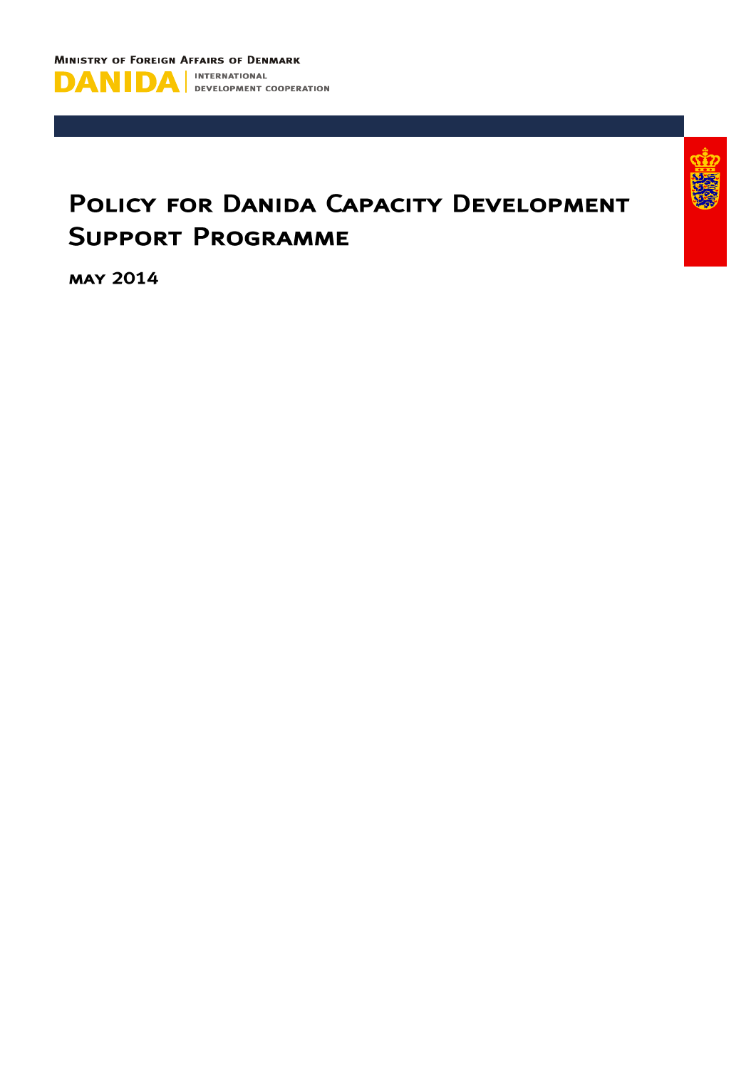Ministry of Foreign Affairs of Denmark

DANIDA | INTERNATIONAL DEVELOPMENT COOPERATION

# Policy for Danida Capacity Development Support Programme

**may 2014**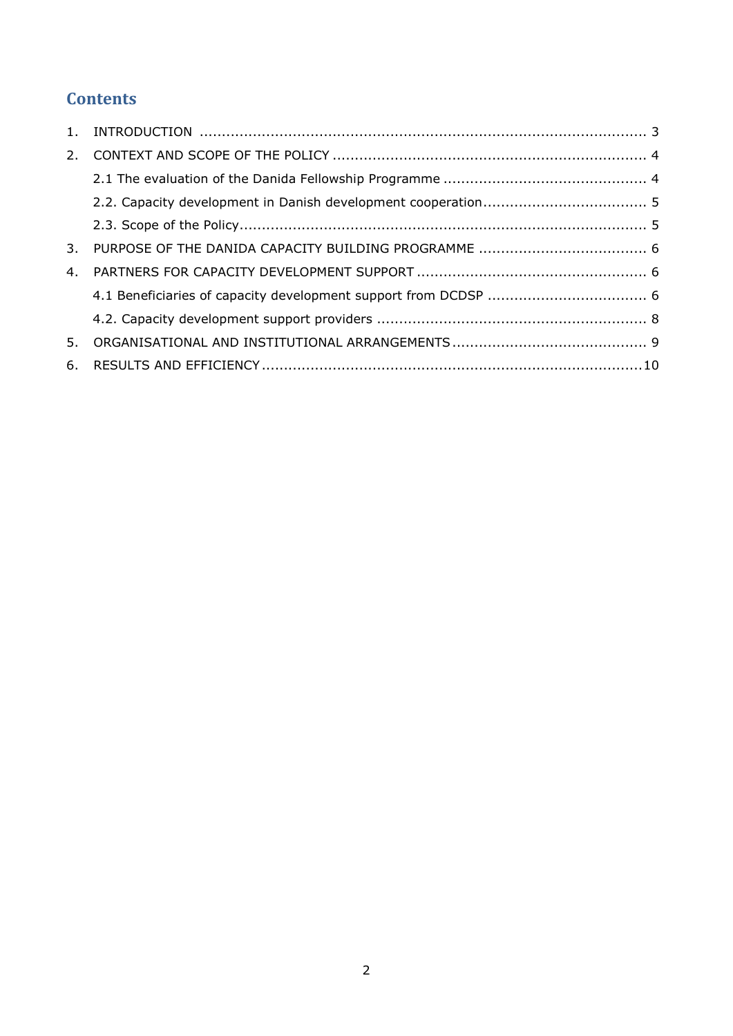## Contents

1. INTRODUCTION ........................................................................................................ 3
2. CONTEXT AND SCOPE OF THE POLICY ........................................................................ 4
   - 2.1 The evaluation of the Danida Fellowship Programme ............................................. 4
   - 2.2. Capacity development in Danish development cooperation..................................... 5
   - 2.3. Scope of the Policy........................................................................................... 5
3. PURPOSE OF THE DANIDA CAPACITY BUILDING PROGRAMME ...................................... 6
4. PARTNERS FOR CAPACITY DEVELOPMENT SUPPORT .................................................... 6
   - 4.1 Beneficiaries of capacity development support from DCDSP .................................... 6
   - 4.2. Capacity development support providers ............................................................. 8
5. ORGANISATIONAL AND INSTITUTIONAL ARRANGEMENTS ............................................. 9
6. RESULTS AND EFFICIENCY ....................................................................................... 10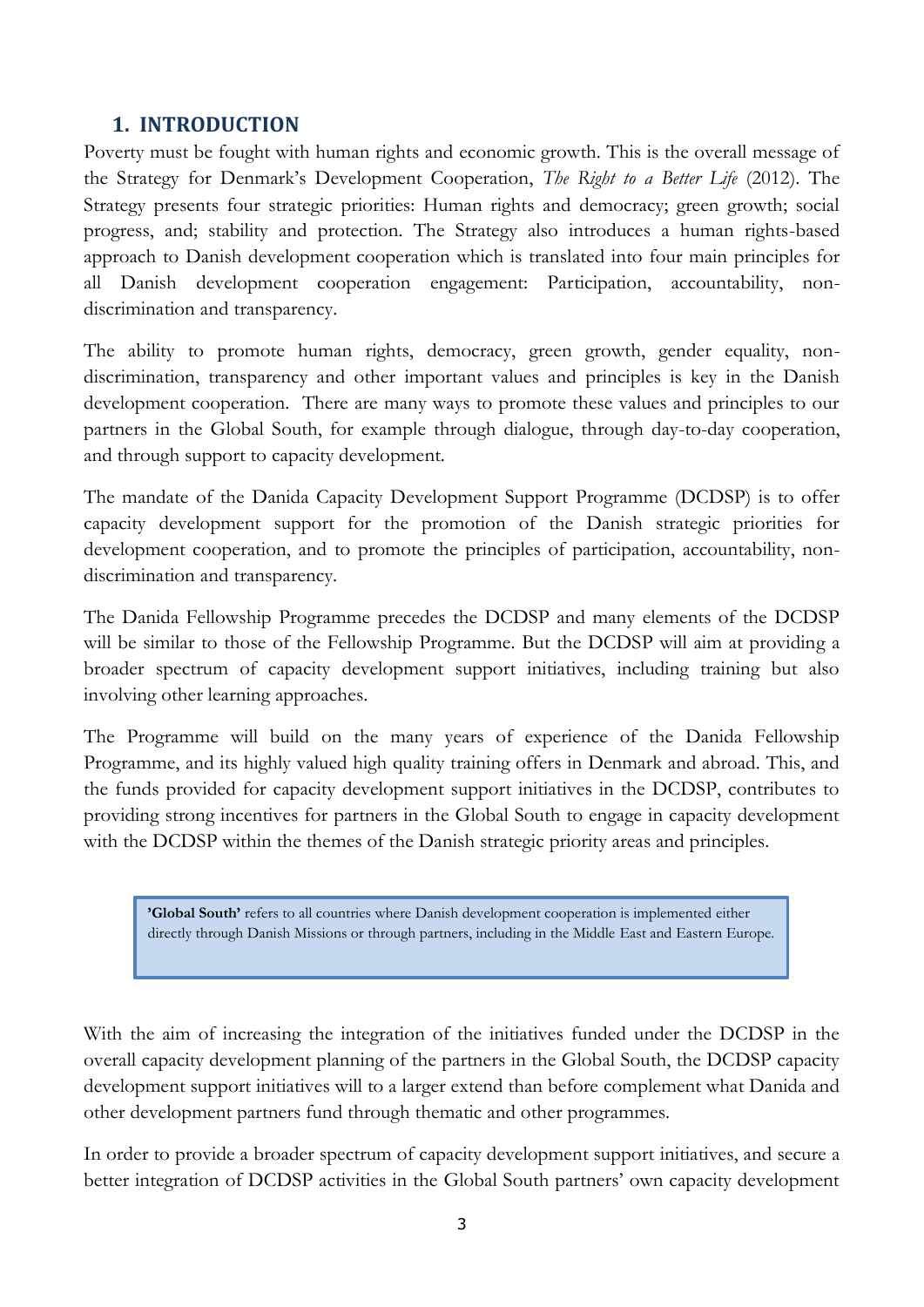## 1. INTRODUCTION

Poverty must be fought with human rights and economic growth. This is the overall message of the Strategy for Denmark's Development Cooperation, *The Right to a Better Life* (2012). The Strategy presents four strategic priorities: Human rights and democracy; green growth; social progress, and; stability and protection. The Strategy also introduces a human rights-based approach to Danish development cooperation which is translated into four main principles for all Danish development cooperation engagement: Participation, accountability, non-discrimination and transparency.

The ability to promote human rights, democracy, green growth, gender equality, non-discrimination, transparency and other important values and principles is key in the Danish development cooperation. There are many ways to promote these values and principles to our partners in the Global South, for example through dialogue, through day-to-day cooperation, and through support to capacity development.

The mandate of the Danida Capacity Development Support Programme (DCDSP) is to offer capacity development support for the promotion of the Danish strategic priorities for development cooperation, and to promote the principles of participation, accountability, non-discrimination and transparency.

The Danida Fellowship Programme precedes the DCDSP and many elements of the DCDSP will be similar to those of the Fellowship Programme. But the DCDSP will aim at providing a broader spectrum of capacity development support initiatives, including training but also involving other learning approaches.

The Programme will build on the many years of experience of the Danida Fellowship Programme, and its highly valued high quality training offers in Denmark and abroad. This, and the funds provided for capacity development support initiatives in the DCDSP, contributes to providing strong incentives for partners in the Global South to engage in capacity development with the DCDSP within the themes of the Danish strategic priority areas and principles.

> **'Global South'** refers to all countries where Danish development cooperation is implemented either directly through Danish Missions or through partners, including in the Middle East and Eastern Europe.

With the aim of increasing the integration of the initiatives funded under the DCDSP in the overall capacity development planning of the partners in the Global South, the DCDSP capacity development support initiatives will to a larger extend than before complement what Danida and other development partners fund through thematic and other programmes.

In order to provide a broader spectrum of capacity development support initiatives, and secure a better integration of DCDSP activities in the Global South partners' own capacity development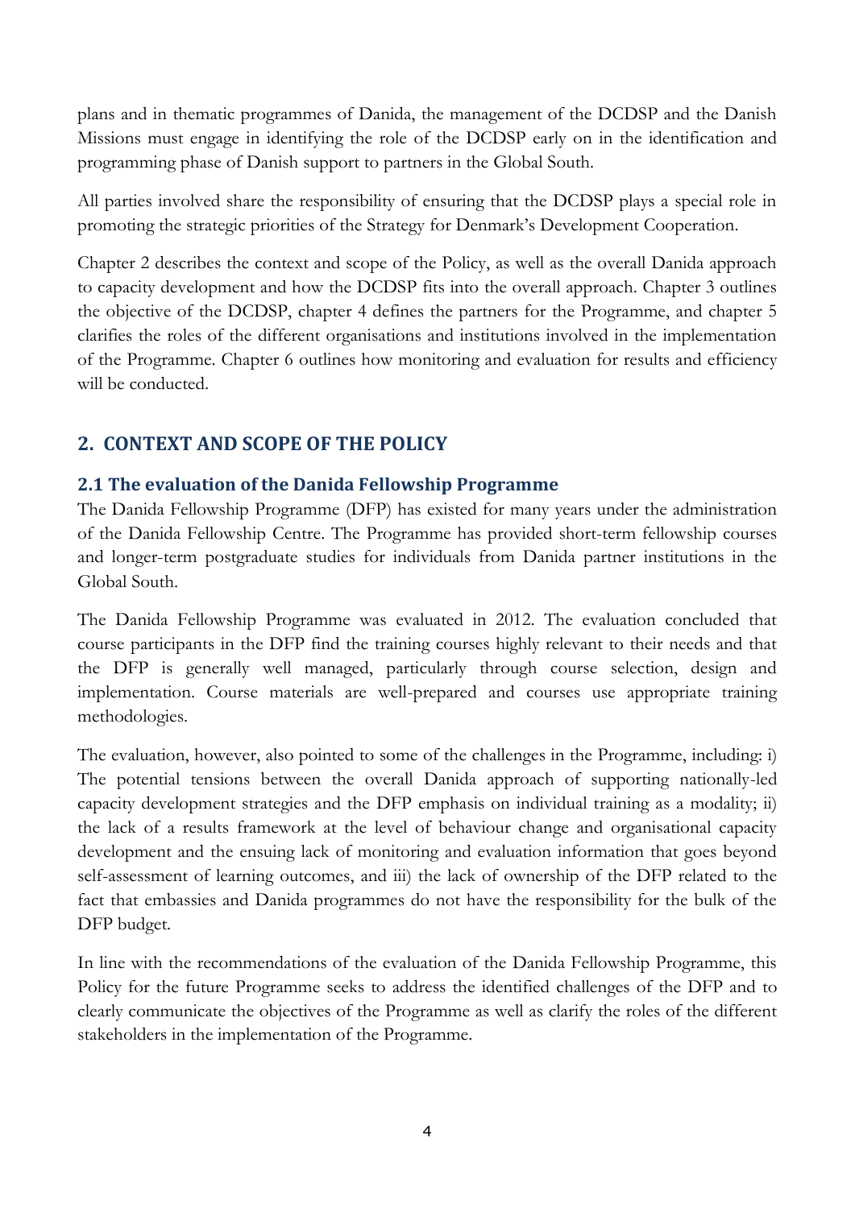plans and in thematic programmes of Danida, the management of the DCDSP and the Danish Missions must engage in identifying the role of the DCDSP early on in the identification and programming phase of Danish support to partners in the Global South.

All parties involved share the responsibility of ensuring that the DCDSP plays a special role in promoting the strategic priorities of the Strategy for Denmark's Development Cooperation.

Chapter 2 describes the context and scope of the Policy, as well as the overall Danida approach to capacity development and how the DCDSP fits into the overall approach. Chapter 3 outlines the objective of the DCDSP, chapter 4 defines the partners for the Programme, and chapter 5 clarifies the roles of the different organisations and institutions involved in the implementation of the Programme. Chapter 6 outlines how monitoring and evaluation for results and efficiency will be conducted.

## 2. CONTEXT AND SCOPE OF THE POLICY

### 2.1 The evaluation of the Danida Fellowship Programme

The Danida Fellowship Programme (DFP) has existed for many years under the administration of the Danida Fellowship Centre. The Programme has provided short-term fellowship courses and longer-term postgraduate studies for individuals from Danida partner institutions in the Global South.

The Danida Fellowship Programme was evaluated in 2012. The evaluation concluded that course participants in the DFP find the training courses highly relevant to their needs and that the DFP is generally well managed, particularly through course selection, design and implementation. Course materials are well-prepared and courses use appropriate training methodologies.

The evaluation, however, also pointed to some of the challenges in the Programme, including: i) The potential tensions between the overall Danida approach of supporting nationally-led capacity development strategies and the DFP emphasis on individual training as a modality; ii) the lack of a results framework at the level of behaviour change and organisational capacity development and the ensuing lack of monitoring and evaluation information that goes beyond self-assessment of learning outcomes, and iii) the lack of ownership of the DFP related to the fact that embassies and Danida programmes do not have the responsibility for the bulk of the DFP budget.

In line with the recommendations of the evaluation of the Danida Fellowship Programme, this Policy for the future Programme seeks to address the identified challenges of the DFP and to clearly communicate the objectives of the Programme as well as clarify the roles of the different stakeholders in the implementation of the Programme.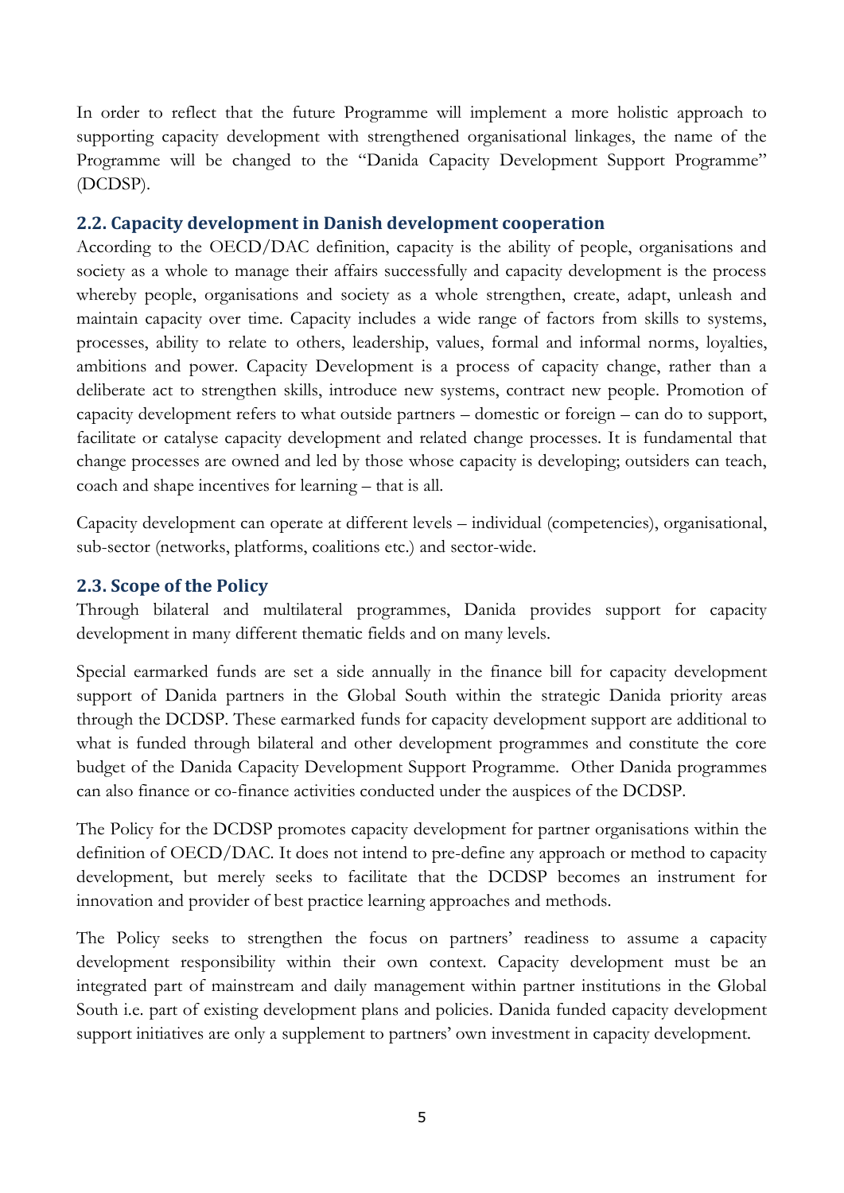In order to reflect that the future Programme will implement a more holistic approach to supporting capacity development with strengthened organisational linkages, the name of the Programme will be changed to the "Danida Capacity Development Support Programme" (DCDSP).

## 2.2. Capacity development in Danish development cooperation

According to the OECD/DAC definition, capacity is the ability of people, organisations and society as a whole to manage their affairs successfully and capacity development is the process whereby people, organisations and society as a whole strengthen, create, adapt, unleash and maintain capacity over time. Capacity includes a wide range of factors from skills to systems, processes, ability to relate to others, leadership, values, formal and informal norms, loyalties, ambitions and power. Capacity Development is a process of capacity change, rather than a deliberate act to strengthen skills, introduce new systems, contract new people. Promotion of capacity development refers to what outside partners – domestic or foreign – can do to support, facilitate or catalyse capacity development and related change processes. It is fundamental that change processes are owned and led by those whose capacity is developing; outsiders can teach, coach and shape incentives for learning – that is all.

Capacity development can operate at different levels – individual (competencies), organisational, sub-sector (networks, platforms, coalitions etc.) and sector-wide.

## 2.3. Scope of the Policy

Through bilateral and multilateral programmes, Danida provides support for capacity development in many different thematic fields and on many levels.

Special earmarked funds are set a side annually in the finance bill for capacity development support of Danida partners in the Global South within the strategic Danida priority areas through the DCDSP. These earmarked funds for capacity development support are additional to what is funded through bilateral and other development programmes and constitute the core budget of the Danida Capacity Development Support Programme. Other Danida programmes can also finance or co-finance activities conducted under the auspices of the DCDSP.

The Policy for the DCDSP promotes capacity development for partner organisations within the definition of OECD/DAC. It does not intend to pre-define any approach or method to capacity development, but merely seeks to facilitate that the DCDSP becomes an instrument for innovation and provider of best practice learning approaches and methods.

The Policy seeks to strengthen the focus on partners' readiness to assume a capacity development responsibility within their own context. Capacity development must be an integrated part of mainstream and daily management within partner institutions in the Global South i.e. part of existing development plans and policies. Danida funded capacity development support initiatives are only a supplement to partners' own investment in capacity development.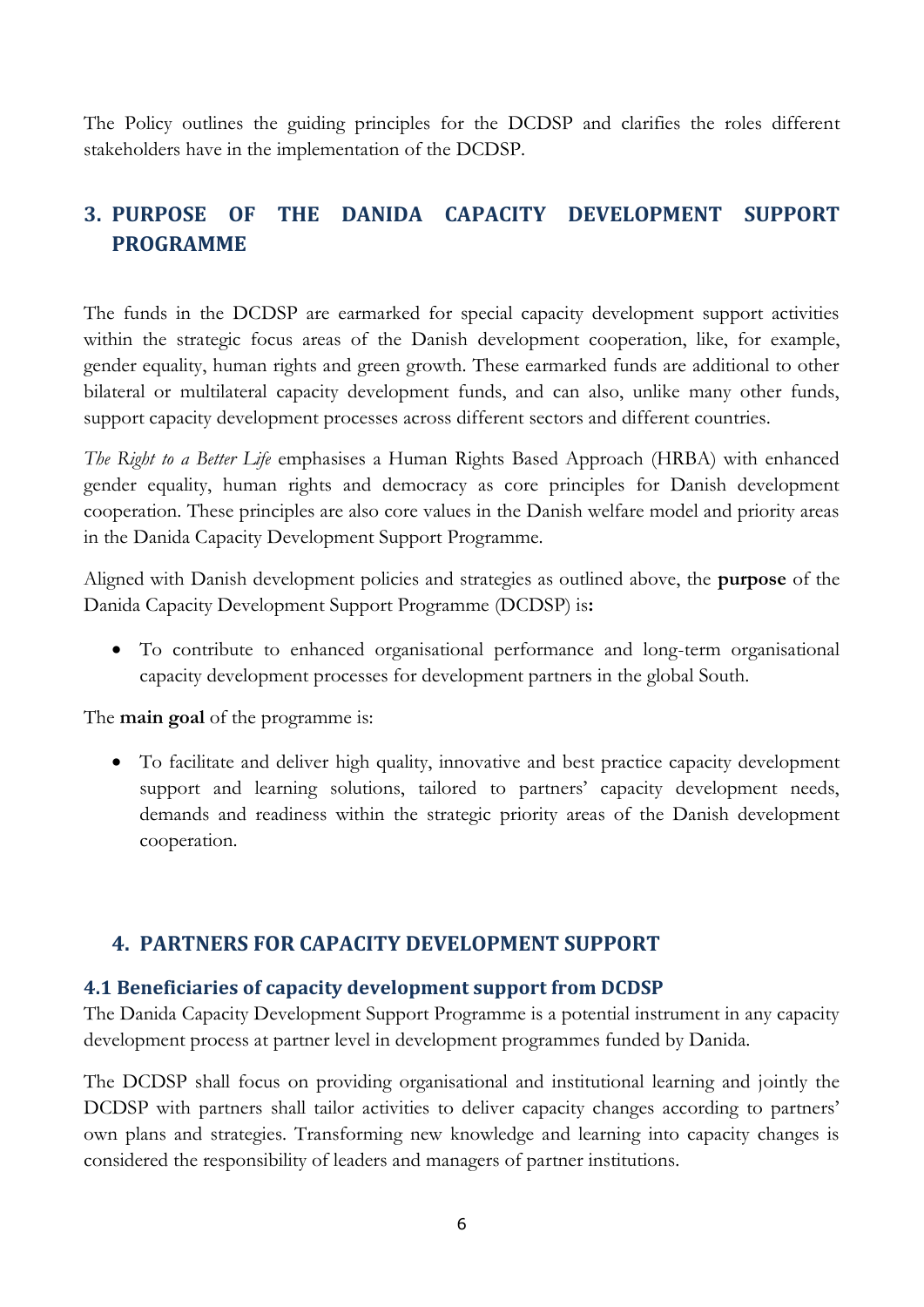The Policy outlines the guiding principles for the DCDSP and clarifies the roles different stakeholders have in the implementation of the DCDSP.

## 3. PURPOSE OF THE DANIDA CAPACITY DEVELOPMENT SUPPORT PROGRAMME

The funds in the DCDSP are earmarked for special capacity development support activities within the strategic focus areas of the Danish development cooperation, like, for example, gender equality, human rights and green growth. These earmarked funds are additional to other bilateral or multilateral capacity development funds, and can also, unlike many other funds, support capacity development processes across different sectors and different countries.

*The Right to a Better Life* emphasises a Human Rights Based Approach (HRBA) with enhanced gender equality, human rights and democracy as core principles for Danish development cooperation. These principles are also core values in the Danish welfare model and priority areas in the Danida Capacity Development Support Programme.

Aligned with Danish development policies and strategies as outlined above, the **purpose** of the Danida Capacity Development Support Programme (DCDSP) is**:**

- To contribute to enhanced organisational performance and long-term organisational capacity development processes for development partners in the global South.

The **main goal** of the programme is:

- To facilitate and deliver high quality, innovative and best practice capacity development support and learning solutions, tailored to partners' capacity development needs, demands and readiness within the strategic priority areas of the Danish development cooperation.

## 4. PARTNERS FOR CAPACITY DEVELOPMENT SUPPORT

### 4.1 Beneficiaries of capacity development support from DCDSP

The Danida Capacity Development Support Programme is a potential instrument in any capacity development process at partner level in development programmes funded by Danida.

The DCDSP shall focus on providing organisational and institutional learning and jointly the DCDSP with partners shall tailor activities to deliver capacity changes according to partners' own plans and strategies. Transforming new knowledge and learning into capacity changes is considered the responsibility of leaders and managers of partner institutions.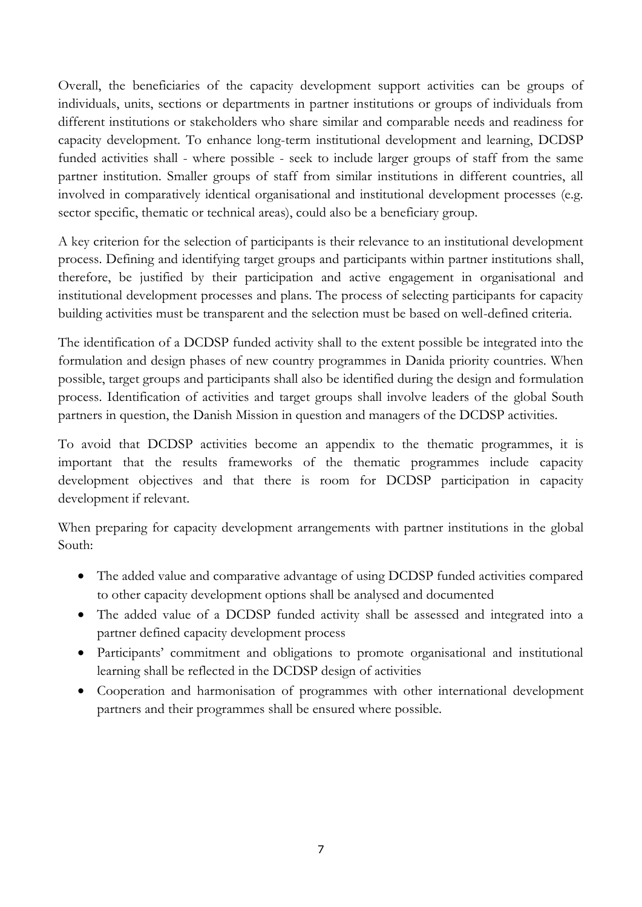Overall, the beneficiaries of the capacity development support activities can be groups of individuals, units, sections or departments in partner institutions or groups of individuals from different institutions or stakeholders who share similar and comparable needs and readiness for capacity development. To enhance long-term institutional development and learning, DCDSP funded activities shall - where possible - seek to include larger groups of staff from the same partner institution. Smaller groups of staff from similar institutions in different countries, all involved in comparatively identical organisational and institutional development processes (e.g. sector specific, thematic or technical areas), could also be a beneficiary group.

A key criterion for the selection of participants is their relevance to an institutional development process. Defining and identifying target groups and participants within partner institutions shall, therefore, be justified by their participation and active engagement in organisational and institutional development processes and plans. The process of selecting participants for capacity building activities must be transparent and the selection must be based on well-defined criteria.

The identification of a DCDSP funded activity shall to the extent possible be integrated into the formulation and design phases of new country programmes in Danida priority countries. When possible, target groups and participants shall also be identified during the design and formulation process. Identification of activities and target groups shall involve leaders of the global South partners in question, the Danish Mission in question and managers of the DCDSP activities.

To avoid that DCDSP activities become an appendix to the thematic programmes, it is important that the results frameworks of the thematic programmes include capacity development objectives and that there is room for DCDSP participation in capacity development if relevant.

When preparing for capacity development arrangements with partner institutions in the global South:

- The added value and comparative advantage of using DCDSP funded activities compared to other capacity development options shall be analysed and documented
- The added value of a DCDSP funded activity shall be assessed and integrated into a partner defined capacity development process
- Participants' commitment and obligations to promote organisational and institutional learning shall be reflected in the DCDSP design of activities
- Cooperation and harmonisation of programmes with other international development partners and their programmes shall be ensured where possible.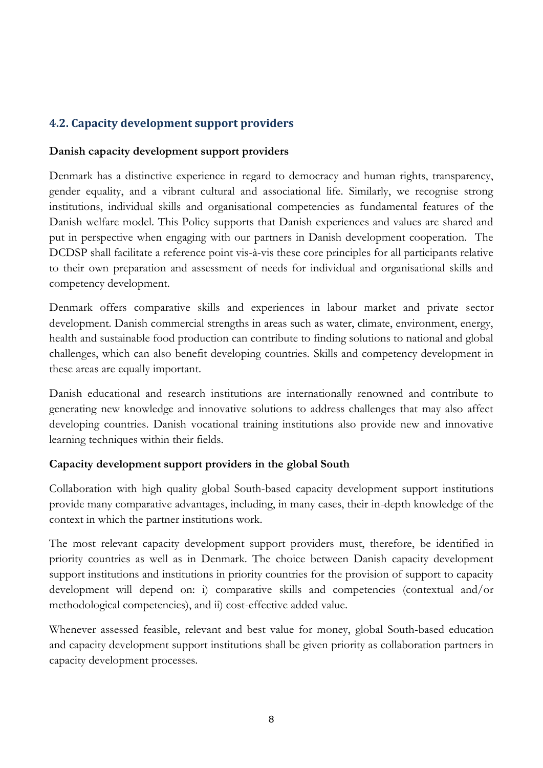## 4.2. Capacity development support providers

**Danish capacity development support providers**

Denmark has a distinctive experience in regard to democracy and human rights, transparency, gender equality, and a vibrant cultural and associational life. Similarly, we recognise strong institutions, individual skills and organisational competencies as fundamental features of the Danish welfare model. This Policy supports that Danish experiences and values are shared and put in perspective when engaging with our partners in Danish development cooperation. The DCDSP shall facilitate a reference point vis-à-vis these core principles for all participants relative to their own preparation and assessment of needs for individual and organisational skills and competency development.

Denmark offers comparative skills and experiences in labour market and private sector development. Danish commercial strengths in areas such as water, climate, environment, energy, health and sustainable food production can contribute to finding solutions to national and global challenges, which can also benefit developing countries. Skills and competency development in these areas are equally important.

Danish educational and research institutions are internationally renowned and contribute to generating new knowledge and innovative solutions to address challenges that may also affect developing countries. Danish vocational training institutions also provide new and innovative learning techniques within their fields.

**Capacity development support providers in the global South**

Collaboration with high quality global South-based capacity development support institutions provide many comparative advantages, including, in many cases, their in-depth knowledge of the context in which the partner institutions work.

The most relevant capacity development support providers must, therefore, be identified in priority countries as well as in Denmark. The choice between Danish capacity development support institutions and institutions in priority countries for the provision of support to capacity development will depend on: i) comparative skills and competencies (contextual and/or methodological competencies), and ii) cost-effective added value.

Whenever assessed feasible, relevant and best value for money, global South-based education and capacity development support institutions shall be given priority as collaboration partners in capacity development processes.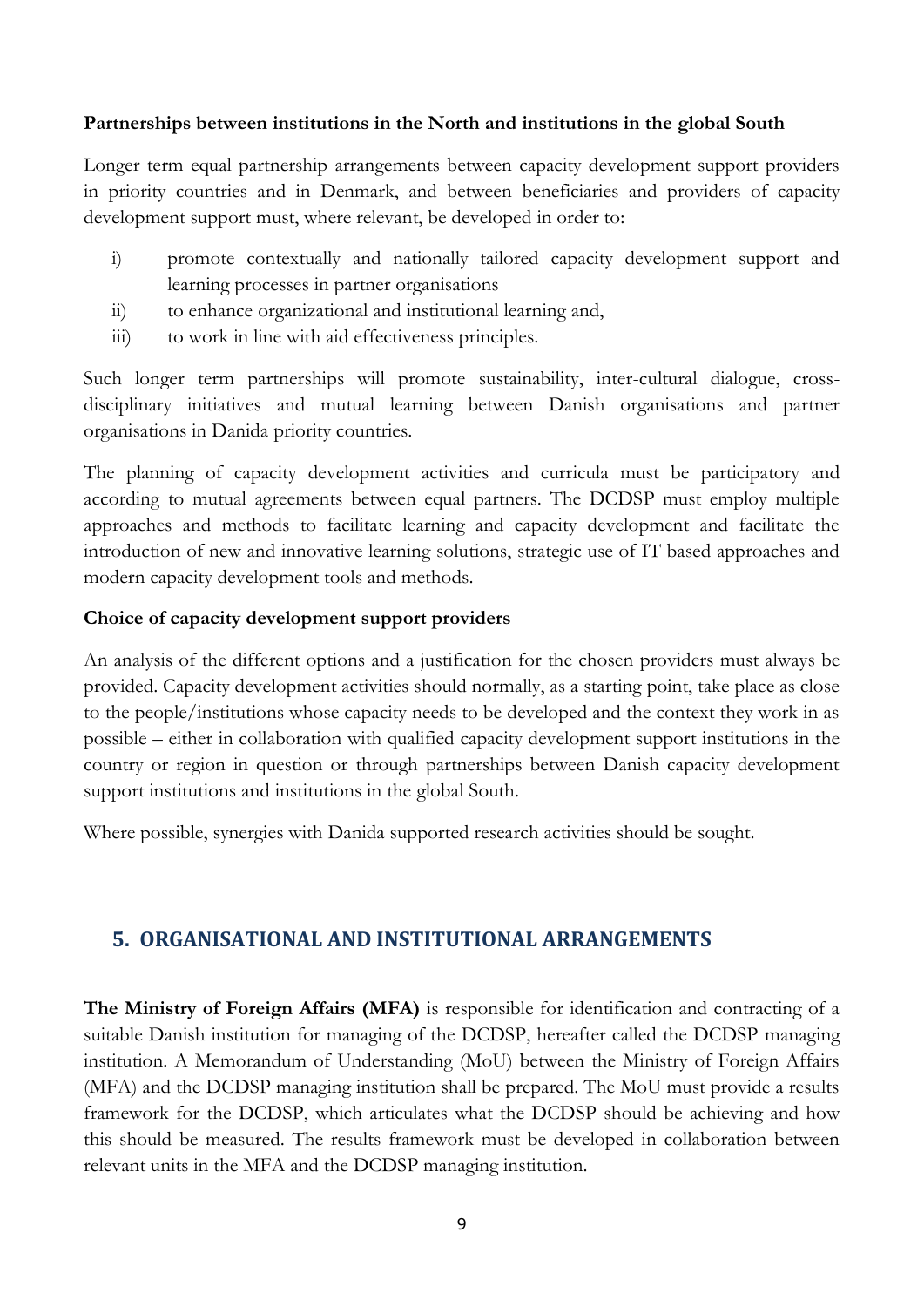**Partnerships between institutions in the North and institutions in the global South**

Longer term equal partnership arrangements between capacity development support providers in priority countries and in Denmark, and between beneficiaries and providers of capacity development support must, where relevant, be developed in order to:

i) promote contextually and nationally tailored capacity development support and learning processes in partner organisations
ii) to enhance organizational and institutional learning and,
iii) to work in line with aid effectiveness principles.

Such longer term partnerships will promote sustainability, inter-cultural dialogue, cross-disciplinary initiatives and mutual learning between Danish organisations and partner organisations in Danida priority countries.

The planning of capacity development activities and curricula must be participatory and according to mutual agreements between equal partners. The DCDSP must employ multiple approaches and methods to facilitate learning and capacity development and facilitate the introduction of new and innovative learning solutions, strategic use of IT based approaches and modern capacity development tools and methods.

**Choice of capacity development support providers**

An analysis of the different options and a justification for the chosen providers must always be provided. Capacity development activities should normally, as a starting point, take place as close to the people/institutions whose capacity needs to be developed and the context they work in as possible – either in collaboration with qualified capacity development support institutions in the country or region in question or through partnerships between Danish capacity development support institutions and institutions in the global South.

Where possible, synergies with Danida supported research activities should be sought.

## 5. ORGANISATIONAL AND INSTITUTIONAL ARRANGEMENTS

**The Ministry of Foreign Affairs (MFA)** is responsible for identification and contracting of a suitable Danish institution for managing of the DCDSP, hereafter called the DCDSP managing institution. A Memorandum of Understanding (MoU) between the Ministry of Foreign Affairs (MFA) and the DCDSP managing institution shall be prepared. The MoU must provide a results framework for the DCDSP, which articulates what the DCDSP should be achieving and how this should be measured. The results framework must be developed in collaboration between relevant units in the MFA and the DCDSP managing institution.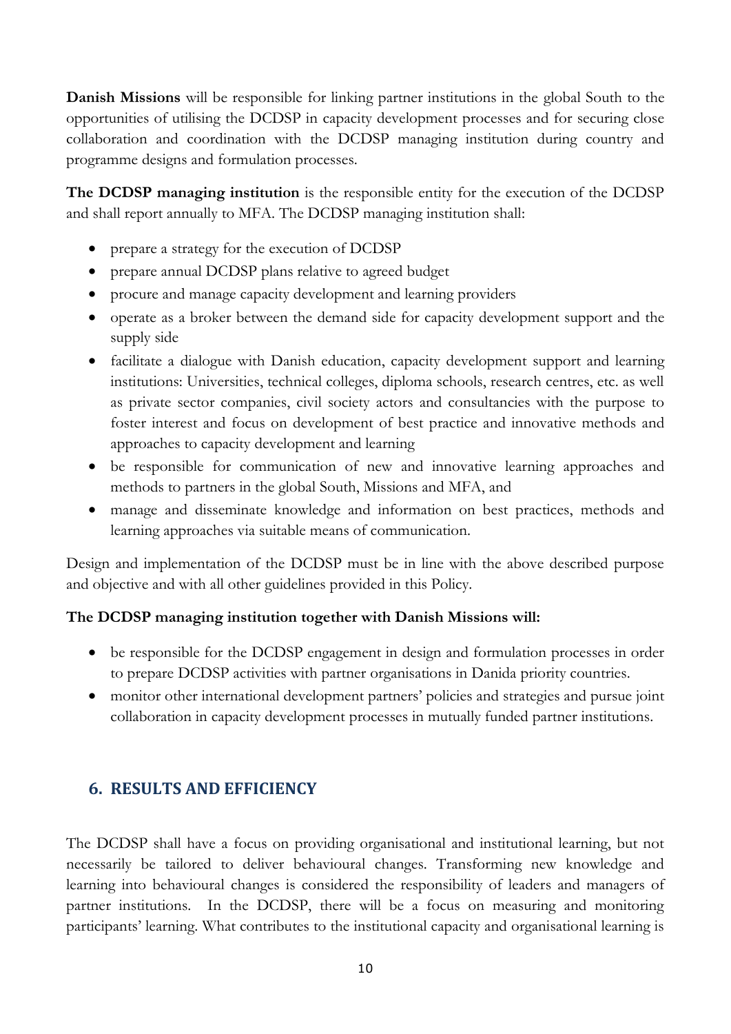**Danish Missions** will be responsible for linking partner institutions in the global South to the opportunities of utilising the DCDSP in capacity development processes and for securing close collaboration and coordination with the DCDSP managing institution during country and programme designs and formulation processes.

**The DCDSP managing institution** is the responsible entity for the execution of the DCDSP and shall report annually to MFA. The DCDSP managing institution shall:

- prepare a strategy for the execution of DCDSP
- prepare annual DCDSP plans relative to agreed budget
- procure and manage capacity development and learning providers
- operate as a broker between the demand side for capacity development support and the supply side
- facilitate a dialogue with Danish education, capacity development support and learning institutions: Universities, technical colleges, diploma schools, research centres, etc. as well as private sector companies, civil society actors and consultancies with the purpose to foster interest and focus on development of best practice and innovative methods and approaches to capacity development and learning
- be responsible for communication of new and innovative learning approaches and methods to partners in the global South, Missions and MFA, and
- manage and disseminate knowledge and information on best practices, methods and learning approaches via suitable means of communication.

Design and implementation of the DCDSP must be in line with the above described purpose and objective and with all other guidelines provided in this Policy.

**The DCDSP managing institution together with Danish Missions will:**

- be responsible for the DCDSP engagement in design and formulation processes in order to prepare DCDSP activities with partner organisations in Danida priority countries.
- monitor other international development partners' policies and strategies and pursue joint collaboration in capacity development processes in mutually funded partner institutions.

## 6. RESULTS AND EFFICIENCY

The DCDSP shall have a focus on providing organisational and institutional learning, but not necessarily be tailored to deliver behavioural changes. Transforming new knowledge and learning into behavioural changes is considered the responsibility of leaders and managers of partner institutions. In the DCDSP, there will be a focus on measuring and monitoring participants' learning. What contributes to the institutional capacity and organisational learning is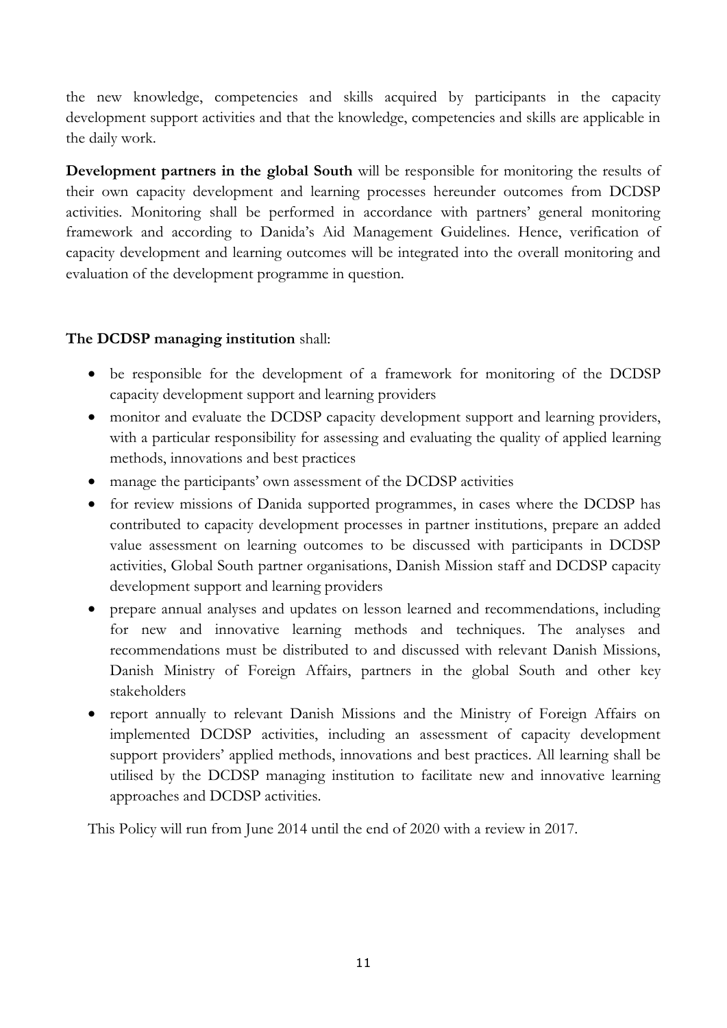the new knowledge, competencies and skills acquired by participants in the capacity development support activities and that the knowledge, competencies and skills are applicable in the daily work.

**Development partners in the global South** will be responsible for monitoring the results of their own capacity development and learning processes hereunder outcomes from DCDSP activities. Monitoring shall be performed in accordance with partners' general monitoring framework and according to Danida's Aid Management Guidelines. Hence, verification of capacity development and learning outcomes will be integrated into the overall monitoring and evaluation of the development programme in question.

**The DCDSP managing institution** shall:

- be responsible for the development of a framework for monitoring of the DCDSP capacity development support and learning providers
- monitor and evaluate the DCDSP capacity development support and learning providers, with a particular responsibility for assessing and evaluating the quality of applied learning methods, innovations and best practices
- manage the participants' own assessment of the DCDSP activities
- for review missions of Danida supported programmes, in cases where the DCDSP has contributed to capacity development processes in partner institutions, prepare an added value assessment on learning outcomes to be discussed with participants in DCDSP activities, Global South partner organisations, Danish Mission staff and DCDSP capacity development support and learning providers
- prepare annual analyses and updates on lesson learned and recommendations, including for new and innovative learning methods and techniques. The analyses and recommendations must be distributed to and discussed with relevant Danish Missions, Danish Ministry of Foreign Affairs, partners in the global South and other key stakeholders
- report annually to relevant Danish Missions and the Ministry of Foreign Affairs on implemented DCDSP activities, including an assessment of capacity development support providers' applied methods, innovations and best practices. All learning shall be utilised by the DCDSP managing institution to facilitate new and innovative learning approaches and DCDSP activities.

This Policy will run from June 2014 until the end of 2020 with a review in 2017.